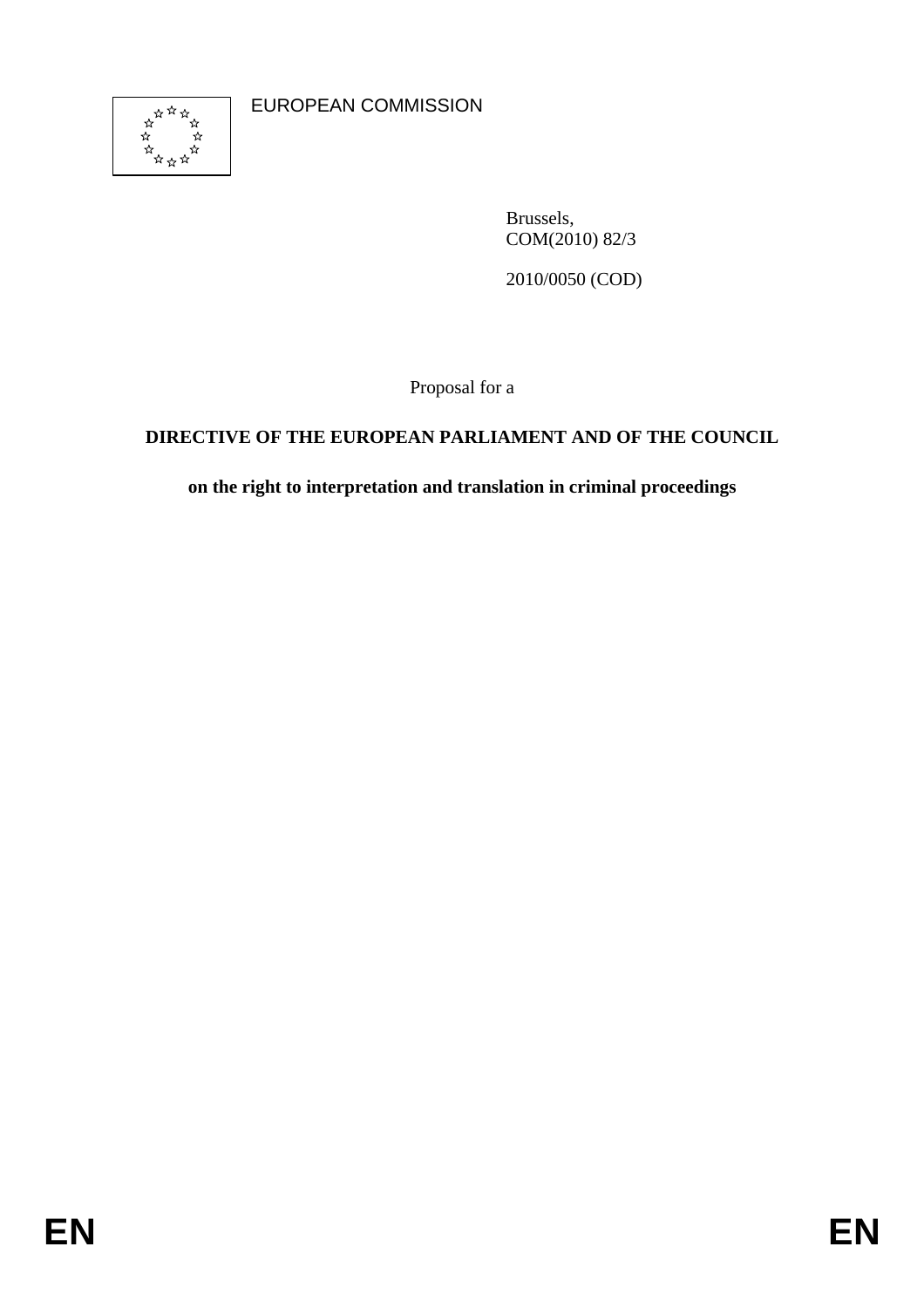EUROPEAN COMMISSION

Brussels,
COM(2010) 82/3

2010/0050 (COD)

Proposal for a

**DIRECTIVE OF THE EUROPEAN PARLIAMENT AND OF THE COUNCIL**

**on the right to interpretation and translation in criminal proceedings**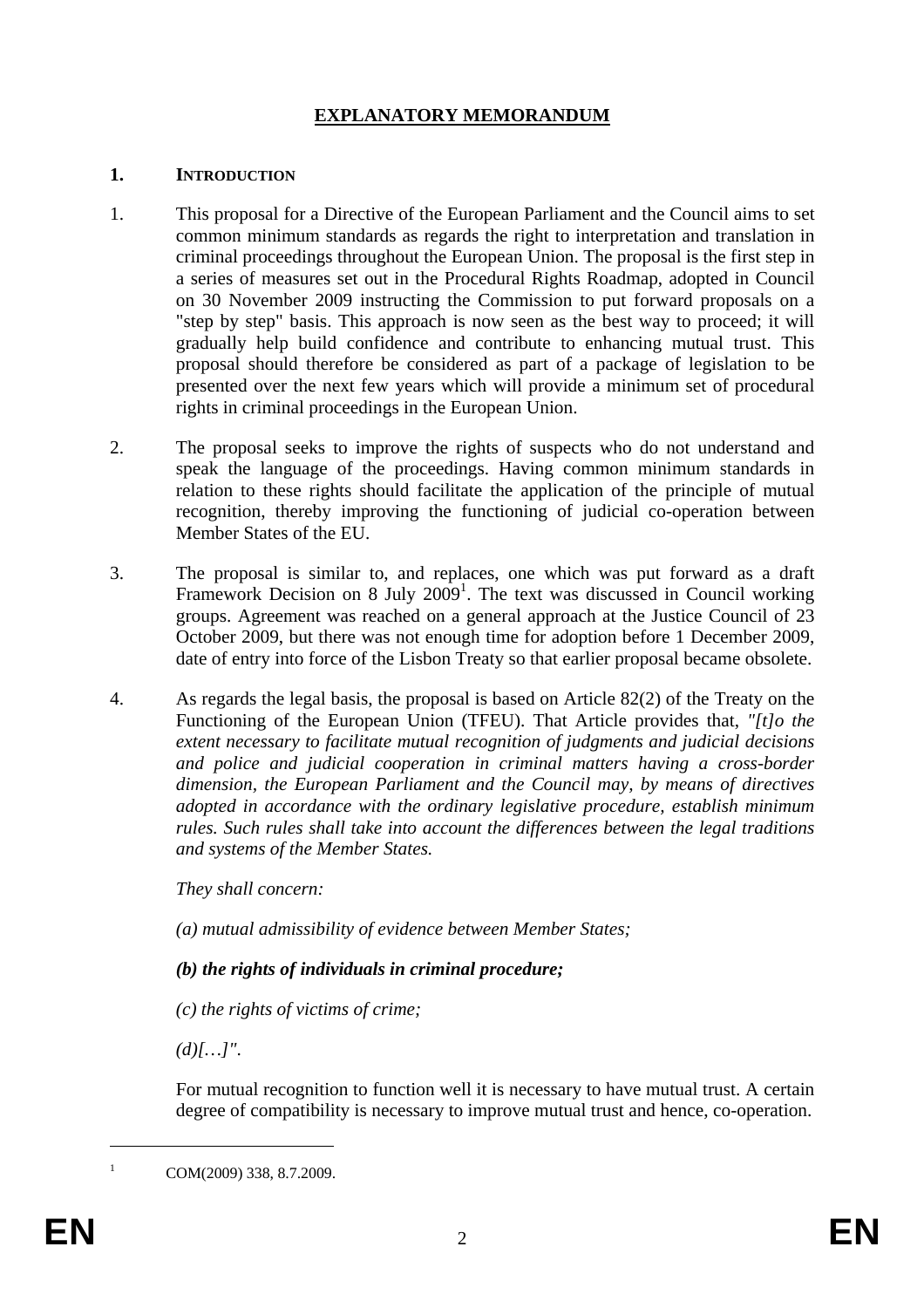# EXPLANATORY MEMORANDUM

## 1. INTRODUCTION

1. This proposal for a Directive of the European Parliament and the Council aims to set common minimum standards as regards the right to interpretation and translation in criminal proceedings throughout the European Union. The proposal is the first step in a series of measures set out in the Procedural Rights Roadmap, adopted in Council on 30 November 2009 instructing the Commission to put forward proposals on a "step by step" basis. This approach is now seen as the best way to proceed; it will gradually help build confidence and contribute to enhancing mutual trust. This proposal should therefore be considered as part of a package of legislation to be presented over the next few years which will provide a minimum set of procedural rights in criminal proceedings in the European Union.

2. The proposal seeks to improve the rights of suspects who do not understand and speak the language of the proceedings. Having common minimum standards in relation to these rights should facilitate the application of the principle of mutual recognition, thereby improving the functioning of judicial co-operation between Member States of the EU.

3. The proposal is similar to, and replaces, one which was put forward as a draft Framework Decision on 8 July 2009[1]. The text was discussed in Council working groups. Agreement was reached on a general approach at the Justice Council of 23 October 2009, but there was not enough time for adoption before 1 December 2009, date of entry into force of the Lisbon Treaty so that earlier proposal became obsolete.

4. As regards the legal basis, the proposal is based on Article 82(2) of the Treaty on the Functioning of the European Union (TFEU). That Article provides that, *"[t]o the extent necessary to facilitate mutual recognition of judgments and judicial decisions and police and judicial cooperation in criminal matters having a cross-border dimension, the European Parliament and the Council may, by means of directives adopted in accordance with the ordinary legislative procedure, establish minimum rules. Such rules shall take into account the differences between the legal traditions and systems of the Member States.*

   *They shall concern:*

   *(a) mutual admissibility of evidence between Member States;*

   ***(b) the rights of individuals in criminal procedure;***

   *(c) the rights of victims of crime;*

   *(d)[…]"*.

   For mutual recognition to function well it is necessary to have mutual trust. A certain degree of compatibility is necessary to improve mutual trust and hence, co-operation.

[1] COM(2009) 338, 8.7.2009.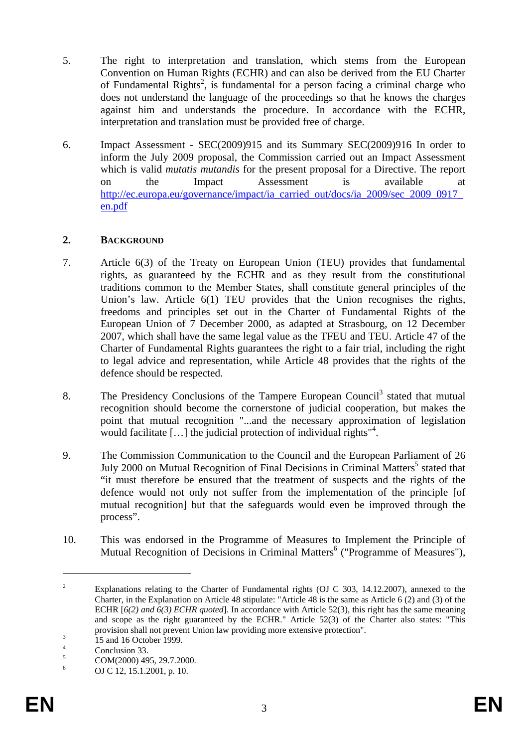5. The right to interpretation and translation, which stems from the European Convention on Human Rights (ECHR) and can also be derived from the EU Charter of Fundamental Rights[2], is fundamental for a person facing a criminal charge who does not understand the language of the proceedings so that he knows the charges against him and understands the procedure. In accordance with the ECHR, interpretation and translation must be provided free of charge.

6. Impact Assessment - SEC(2009)915 and its Summary SEC(2009)916 In order to inform the July 2009 proposal, the Commission carried out an Impact Assessment which is valid *mutatis mutandis* for the present proposal for a Directive. The report on the Impact Assessment is available at http://ec.europa.eu/governance/impact/ia_carried_out/docs/ia_2009/sec_2009_0917_en.pdf

## 2. BACKGROUND

7. Article 6(3) of the Treaty on European Union (TEU) provides that fundamental rights, as guaranteed by the ECHR and as they result from the constitutional traditions common to the Member States, shall constitute general principles of the Union's law. Article 6(1) TEU provides that the Union recognises the rights, freedoms and principles set out in the Charter of Fundamental Rights of the European Union of 7 December 2000, as adapted at Strasbourg, on 12 December 2007, which shall have the same legal value as the TFEU and TEU. Article 47 of the Charter of Fundamental Rights guarantees the right to a fair trial, including the right to legal advice and representation, while Article 48 provides that the rights of the defence should be respected.

8. The Presidency Conclusions of the Tampere European Council[3] stated that mutual recognition should become the cornerstone of judicial cooperation, but makes the point that mutual recognition "...and the necessary approximation of legislation would facilitate […] the judicial protection of individual rights"[4].

9. The Commission Communication to the Council and the European Parliament of 26 July 2000 on Mutual Recognition of Final Decisions in Criminal Matters[5] stated that "it must therefore be ensured that the treatment of suspects and the rights of the defence would not only not suffer from the implementation of the principle [of mutual recognition] but that the safeguards would even be improved through the process".

10. This was endorsed in the Programme of Measures to Implement the Principle of Mutual Recognition of Decisions in Criminal Matters[6] ("Programme of Measures"),

---

[2] Explanations relating to the Charter of Fundamental rights (OJ C 303, 14.12.2007), annexed to the Charter, in the Explanation on Article 48 stipulate: "Article 48 is the same as Article 6 (2) and (3) of the ECHR [*6(2) and 6(3) ECHR quoted*]. In accordance with Article 52(3), this right has the same meaning and scope as the right guaranteed by the ECHR." Article 52(3) of the Charter also states: "This provision shall not prevent Union law providing more extensive protection".

[3] 15 and 16 October 1999.

[4] Conclusion 33.

[5] COM(2000) 495, 29.7.2000.

[6] OJ C 12, 15.1.2001, p. 10.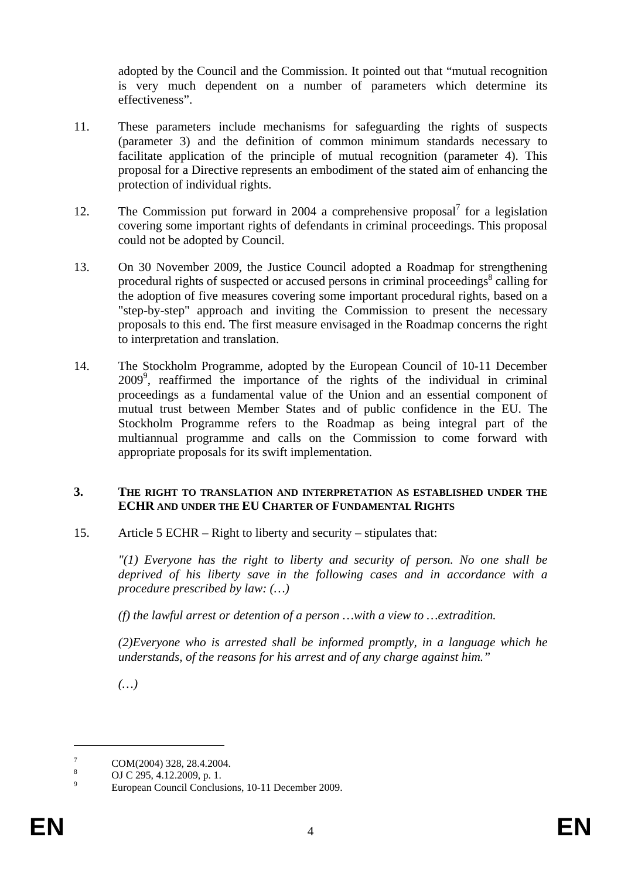adopted by the Council and the Commission. It pointed out that "mutual recognition is very much dependent on a number of parameters which determine its effectiveness".

11. These parameters include mechanisms for safeguarding the rights of suspects (parameter 3) and the definition of common minimum standards necessary to facilitate application of the principle of mutual recognition (parameter 4). This proposal for a Directive represents an embodiment of the stated aim of enhancing the protection of individual rights.

12. The Commission put forward in 2004 a comprehensive proposal[7] for a legislation covering some important rights of defendants in criminal proceedings. This proposal could not be adopted by Council.

13. On 30 November 2009, the Justice Council adopted a Roadmap for strengthening procedural rights of suspected or accused persons in criminal proceedings[8] calling for the adoption of five measures covering some important procedural rights, based on a "step-by-step" approach and inviting the Commission to present the necessary proposals to this end. The first measure envisaged in the Roadmap concerns the right to interpretation and translation.

14. The Stockholm Programme, adopted by the European Council of 10-11 December 2009[9], reaffirmed the importance of the rights of the individual in criminal proceedings as a fundamental value of the Union and an essential component of mutual trust between Member States and of public confidence in the EU. The Stockholm Programme refers to the Roadmap as being integral part of the multiannual programme and calls on the Commission to come forward with appropriate proposals for its swift implementation.

## 3. THE RIGHT TO TRANSLATION AND INTERPRETATION AS ESTABLISHED UNDER THE ECHR AND UNDER THE EU CHARTER OF FUNDAMENTAL RIGHTS

15. Article 5 ECHR – Right to liberty and security – stipulates that:

*"(1) Everyone has the right to liberty and security of person. No one shall be deprived of his liberty save in the following cases and in accordance with a procedure prescribed by law: (…)*

*(f) the lawful arrest or detention of a person …with a view to …extradition.*

*(2)Everyone who is arrested shall be informed promptly, in a language which he understands, of the reasons for his arrest and of any charge against him."*

*(…)*

---

[7] COM(2004) 328, 28.4.2004.

[8] OJ C 295, 4.12.2009, p. 1.

[9] European Council Conclusions, 10-11 December 2009.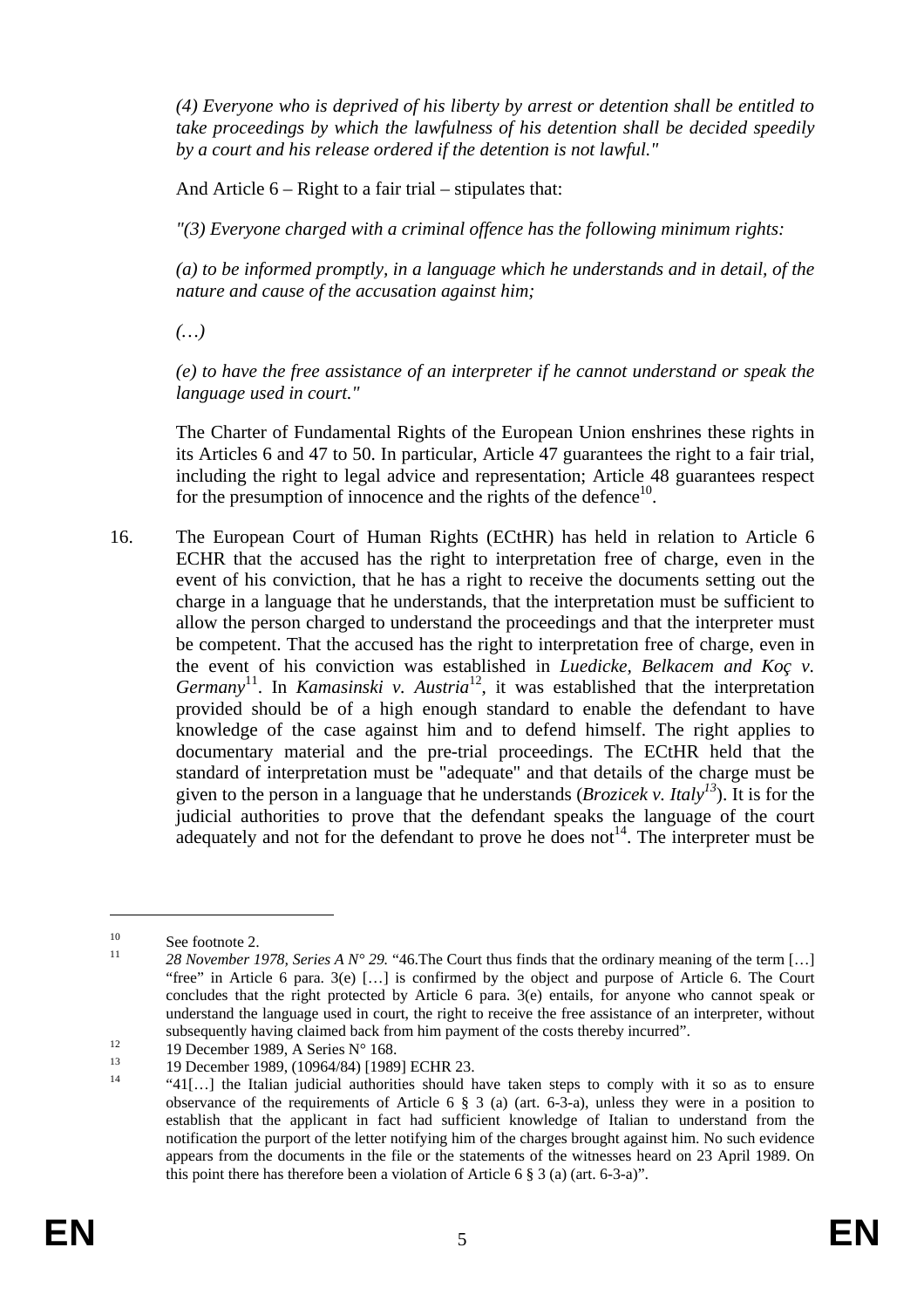*(4) Everyone who is deprived of his liberty by arrest or detention shall be entitled to take proceedings by which the lawfulness of his detention shall be decided speedily by a court and his release ordered if the detention is not lawful."*

And Article 6 – Right to a fair trial – stipulates that:

*"(3) Everyone charged with a criminal offence has the following minimum rights:*

*(a) to be informed promptly, in a language which he understands and in detail, of the nature and cause of the accusation against him;*

*(…)*

*(e) to have the free assistance of an interpreter if he cannot understand or speak the language used in court."*

The Charter of Fundamental Rights of the European Union enshrines these rights in its Articles 6 and 47 to 50. In particular, Article 47 guarantees the right to a fair trial, including the right to legal advice and representation; Article 48 guarantees respect for the presumption of innocence and the rights of the defence[10].

16. The European Court of Human Rights (ECtHR) has held in relation to Article 6 ECHR that the accused has the right to interpretation free of charge, even in the event of his conviction, that he has a right to receive the documents setting out the charge in a language that he understands, that the interpretation must be sufficient to allow the person charged to understand the proceedings and that the interpreter must be competent. That the accused has the right to interpretation free of charge, even in the event of his conviction was established in *Luedicke, Belkacem and Koç v. Germany*[11]. In *Kamasinski v. Austria*[12], it was established that the interpretation provided should be of a high enough standard to enable the defendant to have knowledge of the case against him and to defend himself. The right applies to documentary material and the pre-trial proceedings. The ECtHR held that the standard of interpretation must be "adequate" and that details of the charge must be given to the person in a language that he understands (*Brozicek v. Italy*[13]). It is for the judicial authorities to prove that the defendant speaks the language of the court adequately and not for the defendant to prove he does not[14]. The interpreter must be

---

[10] See footnote 2.

[11] *28 November 1978, Series A N° 29.* "46.The Court thus finds that the ordinary meaning of the term […] "free" in Article 6 para. 3(e) […] is confirmed by the object and purpose of Article 6. The Court concludes that the right protected by Article 6 para. 3(e) entails, for anyone who cannot speak or understand the language used in court, the right to receive the free assistance of an interpreter, without subsequently having claimed back from him payment of the costs thereby incurred".

[12] 19 December 1989, A Series N° 168.

[13] 19 December 1989, (10964/84) [1989] ECHR 23.

[14] "41[…] the Italian judicial authorities should have taken steps to comply with it so as to ensure observance of the requirements of Article 6 § 3 (a) (art. 6-3-a), unless they were in a position to establish that the applicant in fact had sufficient knowledge of Italian to understand from the notification the purport of the letter notifying him of the charges brought against him. No such evidence appears from the documents in the file or the statements of the witnesses heard on 23 April 1989. On this point there has therefore been a violation of Article 6 § 3 (a) (art. 6-3-a)".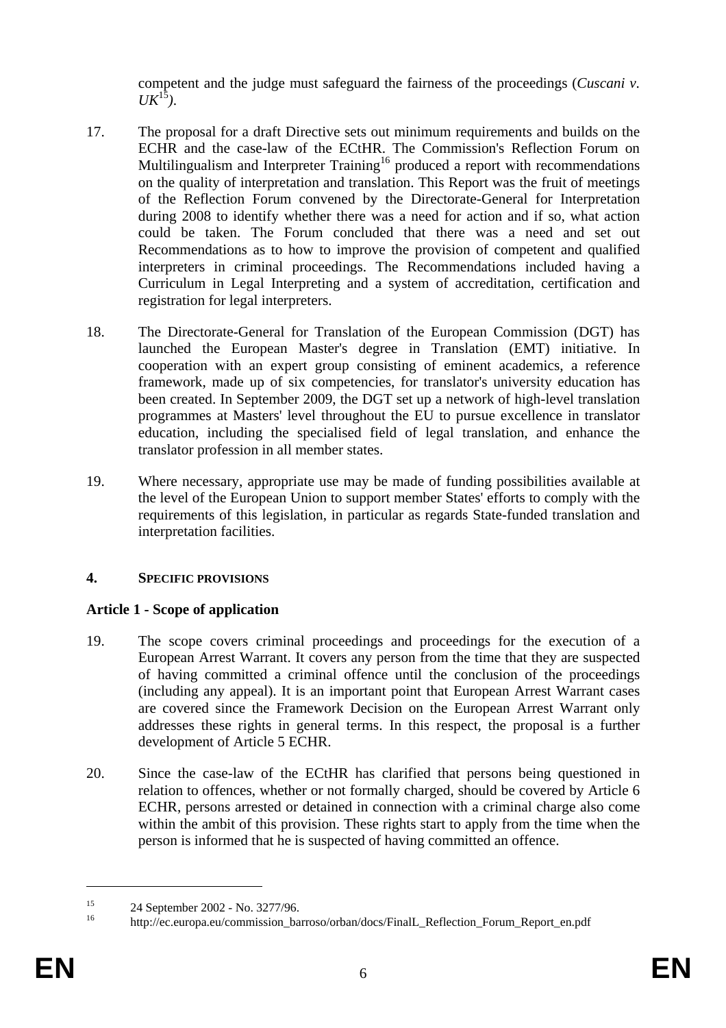competent and the judge must safeguard the fairness of the proceedings (*Cuscani v. UK*[15]).

17. The proposal for a draft Directive sets out minimum requirements and builds on the ECHR and the case-law of the ECtHR. The Commission's Reflection Forum on Multilingualism and Interpreter Training[16] produced a report with recommendations on the quality of interpretation and translation. This Report was the fruit of meetings of the Reflection Forum convened by the Directorate-General for Interpretation during 2008 to identify whether there was a need for action and if so, what action could be taken. The Forum concluded that there was a need and set out Recommendations as to how to improve the provision of competent and qualified interpreters in criminal proceedings. The Recommendations included having a Curriculum in Legal Interpreting and a system of accreditation, certification and registration for legal interpreters.

18. The Directorate-General for Translation of the European Commission (DGT) has launched the European Master's degree in Translation (EMT) initiative. In cooperation with an expert group consisting of eminent academics, a reference framework, made up of six competencies, for translator's university education has been created. In September 2009, the DGT set up a network of high-level translation programmes at Masters' level throughout the EU to pursue excellence in translator education, including the specialised field of legal translation, and enhance the translator profession in all member states.

19. Where necessary, appropriate use may be made of funding possibilities available at the level of the European Union to support member States' efforts to comply with the requirements of this legislation, in particular as regards State-funded translation and interpretation facilities.

## 4. SPECIFIC PROVISIONS

### Article 1 - Scope of application

19. The scope covers criminal proceedings and proceedings for the execution of a European Arrest Warrant. It covers any person from the time that they are suspected of having committed a criminal offence until the conclusion of the proceedings (including any appeal). It is an important point that European Arrest Warrant cases are covered since the Framework Decision on the European Arrest Warrant only addresses these rights in general terms. In this respect, the proposal is a further development of Article 5 ECHR.

20. Since the case-law of the ECtHR has clarified that persons being questioned in relation to offences, whether or not formally charged, should be covered by Article 6 ECHR, persons arrested or detained in connection with a criminal charge also come within the ambit of this provision. These rights start to apply from the time when the person is informed that he is suspected of having committed an offence.

---

[15] 24 September 2002 - No. 3277/96.

[16] http://ec.europa.eu/commission_barroso/orban/docs/FinalL_Reflection_Forum_Report_en.pdf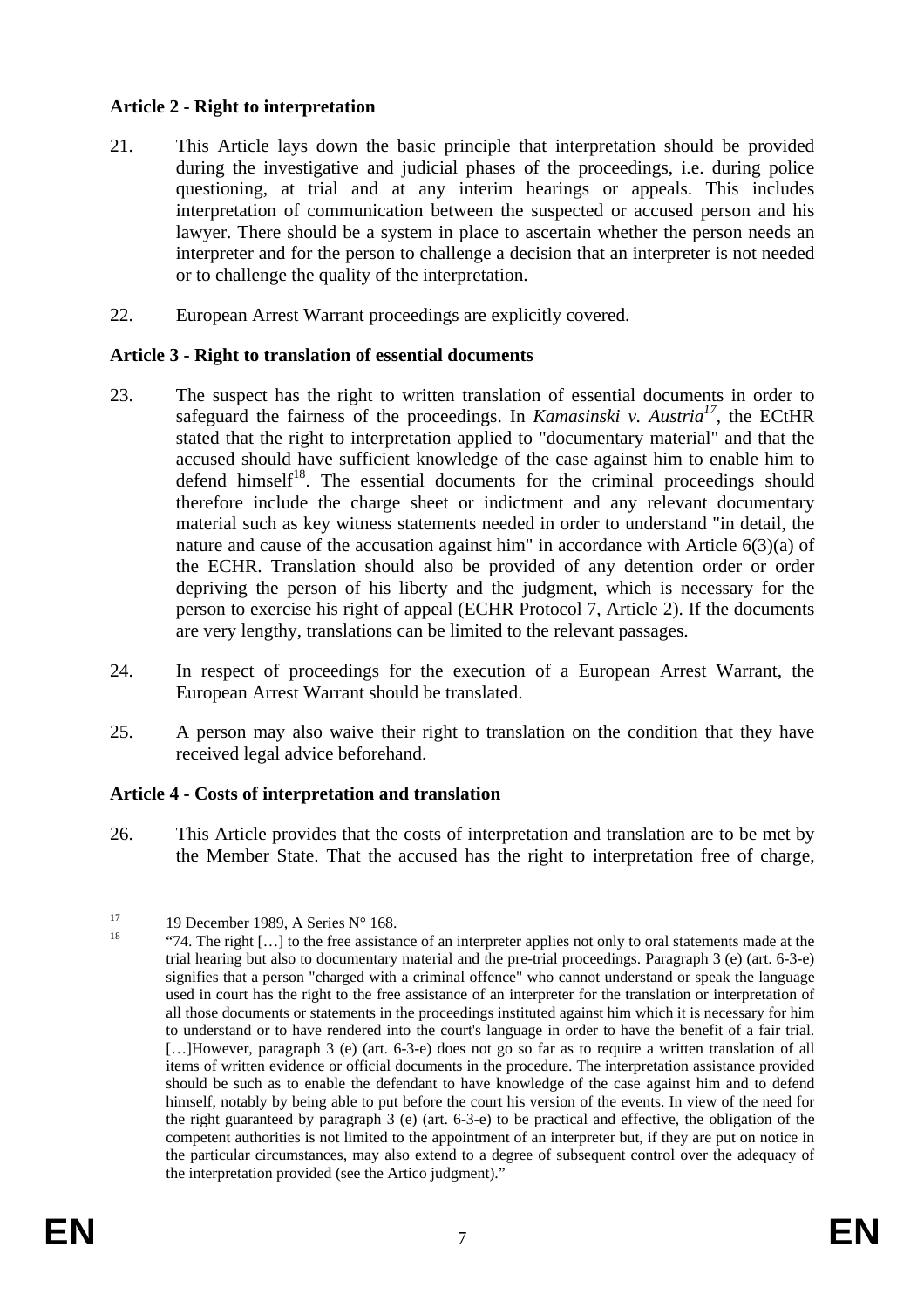**Article 2 - Right to interpretation**

21. This Article lays down the basic principle that interpretation should be provided during the investigative and judicial phases of the proceedings, i.e. during police questioning, at trial and at any interim hearings or appeals. This includes interpretation of communication between the suspected or accused person and his lawyer. There should be a system in place to ascertain whether the person needs an interpreter and for the person to challenge a decision that an interpreter is not needed or to challenge the quality of the interpretation.

22. European Arrest Warrant proceedings are explicitly covered.

**Article 3 - Right to translation of essential documents**

23. The suspect has the right to written translation of essential documents in order to safeguard the fairness of the proceedings. In *Kamasinski v. Austria*[17], the ECtHR stated that the right to interpretation applied to "documentary material" and that the accused should have sufficient knowledge of the case against him to enable him to defend himself[18]. The essential documents for the criminal proceedings should therefore include the charge sheet or indictment and any relevant documentary material such as key witness statements needed in order to understand "in detail, the nature and cause of the accusation against him" in accordance with Article 6(3)(a) of the ECHR. Translation should also be provided of any detention order or order depriving the person of his liberty and the judgment, which is necessary for the person to exercise his right of appeal (ECHR Protocol 7, Article 2). If the documents are very lengthy, translations can be limited to the relevant passages.

24. In respect of proceedings for the execution of a European Arrest Warrant, the European Arrest Warrant should be translated.

25. A person may also waive their right to translation on the condition that they have received legal advice beforehand.

**Article 4 - Costs of interpretation and translation**

26. This Article provides that the costs of interpretation and translation are to be met by the Member State. That the accused has the right to interpretation free of charge,

---

[17] 19 December 1989, A Series N° 168.

[18] "74. The right […] to the free assistance of an interpreter applies not only to oral statements made at the trial hearing but also to documentary material and the pre-trial proceedings. Paragraph 3 (e) (art. 6-3-e) signifies that a person "charged with a criminal offence" who cannot understand or speak the language used in court has the right to the free assistance of an interpreter for the translation or interpretation of all those documents or statements in the proceedings instituted against him which it is necessary for him to understand or to have rendered into the court's language in order to have the benefit of a fair trial. […]However, paragraph 3 (e) (art. 6-3-e) does not go so far as to require a written translation of all items of written evidence or official documents in the procedure. The interpretation assistance provided should be such as to enable the defendant to have knowledge of the case against him and to defend himself, notably by being able to put before the court his version of the events. In view of the need for the right guaranteed by paragraph 3 (e) (art. 6-3-e) to be practical and effective, the obligation of the competent authorities is not limited to the appointment of an interpreter but, if they are put on notice in the particular circumstances, may also extend to a degree of subsequent control over the adequacy of the interpretation provided (see the Artico judgment)."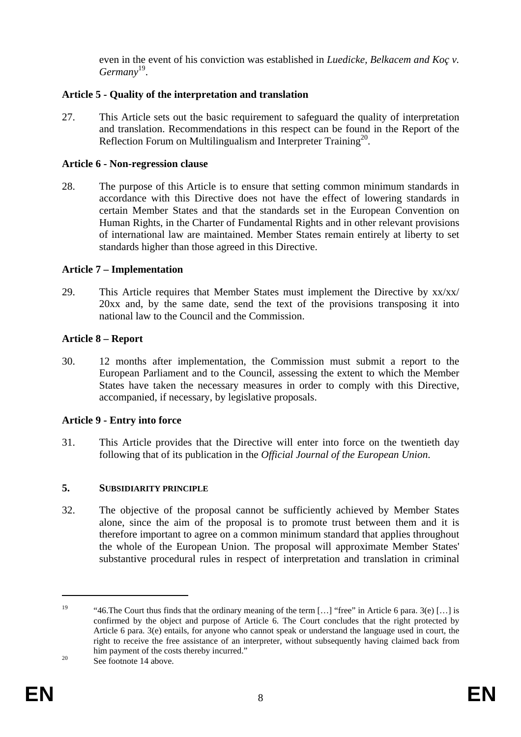even in the event of his conviction was established in *Luedicke, Belkacem and Koç v. Germany*[19].

**Article 5 - Quality of the interpretation and translation**

27. This Article sets out the basic requirement to safeguard the quality of interpretation and translation. Recommendations in this respect can be found in the Report of the Reflection Forum on Multilingualism and Interpreter Training[20].

**Article 6 - Non-regression clause**

28. The purpose of this Article is to ensure that setting common minimum standards in accordance with this Directive does not have the effect of lowering standards in certain Member States and that the standards set in the European Convention on Human Rights, in the Charter of Fundamental Rights and in other relevant provisions of international law are maintained. Member States remain entirely at liberty to set standards higher than those agreed in this Directive.

**Article 7 – Implementation**

29. This Article requires that Member States must implement the Directive by xx/xx/ 20xx and, by the same date, send the text of the provisions transposing it into national law to the Council and the Commission.

**Article 8 – Report**

30. 12 months after implementation, the Commission must submit a report to the European Parliament and to the Council, assessing the extent to which the Member States have taken the necessary measures in order to comply with this Directive, accompanied, if necessary, by legislative proposals.

**Article 9 - Entry into force**

31. This Article provides that the Directive will enter into force on the twentieth day following that of its publication in the *Official Journal of the European Union*.

## 5. SUBSIDIARITY PRINCIPLE

32. The objective of the proposal cannot be sufficiently achieved by Member States alone, since the aim of the proposal is to promote trust between them and it is therefore important to agree on a common minimum standard that applies throughout the whole of the European Union. The proposal will approximate Member States' substantive procedural rules in respect of interpretation and translation in criminal

---

[19] "46.The Court thus finds that the ordinary meaning of the term […] "free" in Article 6 para. 3(e) […] is confirmed by the object and purpose of Article 6. The Court concludes that the right protected by Article 6 para. 3(e) entails, for anyone who cannot speak or understand the language used in court, the right to receive the free assistance of an interpreter, without subsequently having claimed back from him payment of the costs thereby incurred."

[20] See footnote 14 above.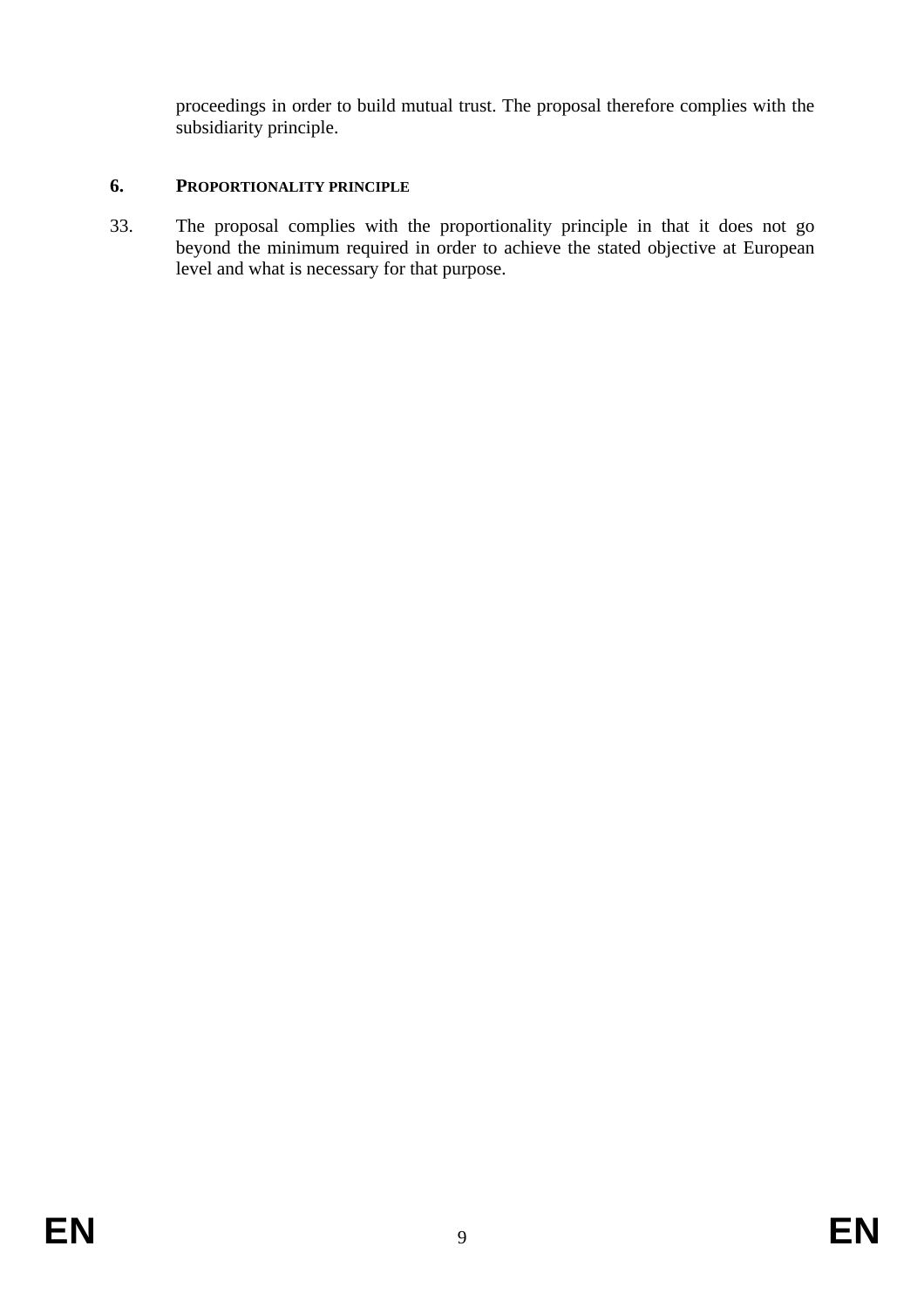proceedings in order to build mutual trust. The proposal therefore complies with the subsidiarity principle.

## 6. PROPORTIONALITY PRINCIPLE

33. The proposal complies with the proportionality principle in that it does not go beyond the minimum required in order to achieve the stated objective at European level and what is necessary for that purpose.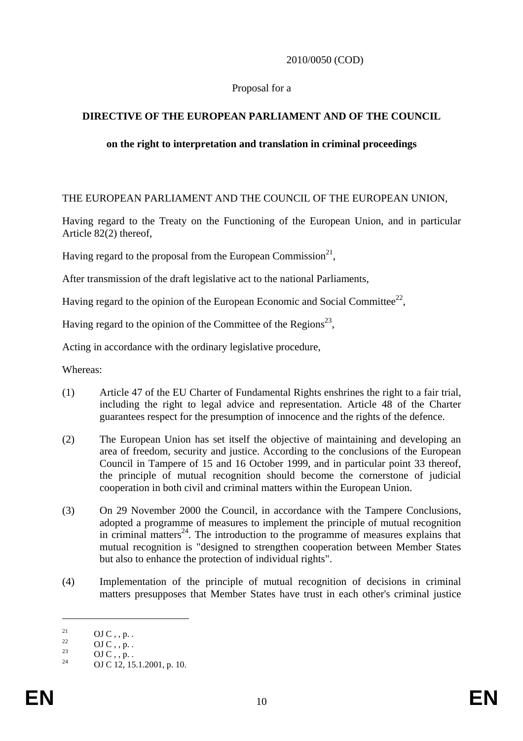2010/0050 (COD)

Proposal for a

**DIRECTIVE OF THE EUROPEAN PARLIAMENT AND OF THE COUNCIL**

**on the right to interpretation and translation in criminal proceedings**

THE EUROPEAN PARLIAMENT AND THE COUNCIL OF THE EUROPEAN UNION,

Having regard to the Treaty on the Functioning of the European Union, and in particular Article 82(2) thereof,

Having regard to the proposal from the European Commission[21],

After transmission of the draft legislative act to the national Parliaments,

Having regard to the opinion of the European Economic and Social Committee[22],

Having regard to the opinion of the Committee of the Regions[23],

Acting in accordance with the ordinary legislative procedure,

Whereas:

(1) Article 47 of the EU Charter of Fundamental Rights enshrines the right to a fair trial, including the right to legal advice and representation. Article 48 of the Charter guarantees respect for the presumption of innocence and the rights of the defence.

(2) The European Union has set itself the objective of maintaining and developing an area of freedom, security and justice. According to the conclusions of the European Council in Tampere of 15 and 16 October 1999, and in particular point 33 thereof, the principle of mutual recognition should become the cornerstone of judicial cooperation in both civil and criminal matters within the European Union.

(3) On 29 November 2000 the Council, in accordance with the Tampere Conclusions, adopted a programme of measures to implement the principle of mutual recognition in criminal matters[24]. The introduction to the programme of measures explains that mutual recognition is "designed to strengthen cooperation between Member States but also to enhance the protection of individual rights".

(4) Implementation of the principle of mutual recognition of decisions in criminal matters presupposes that Member States have trust in each other's criminal justice

---

[21] OJ C , , p. .

[22] OJ C , , p. .

[23] OJ C , , p. .

[24] OJ C 12, 15.1.2001, p. 10.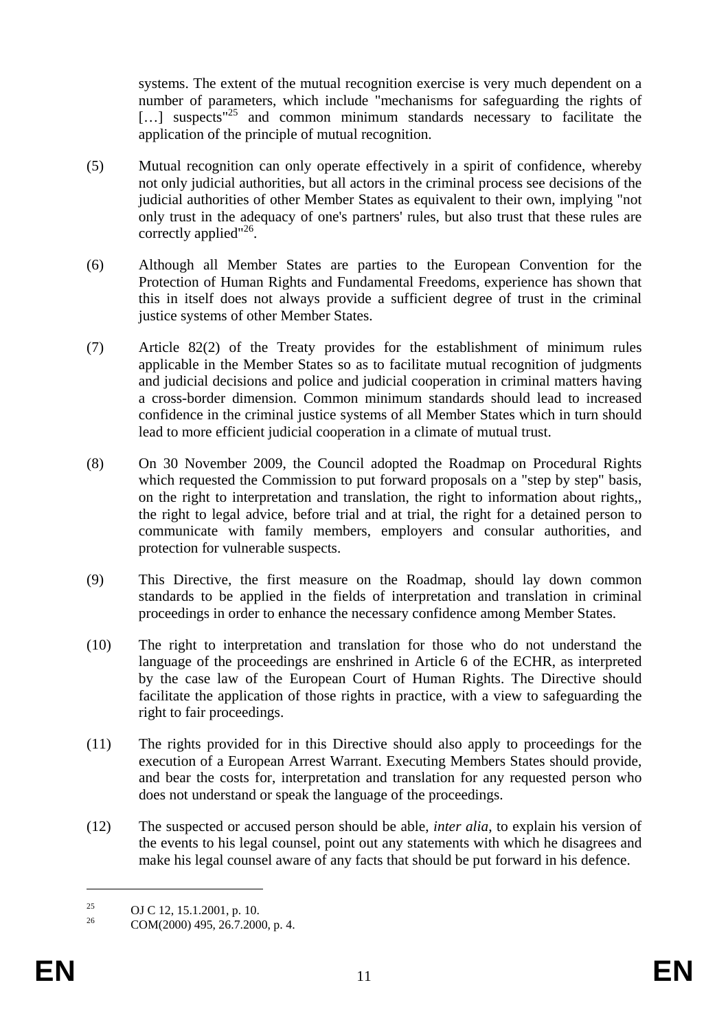systems. The extent of the mutual recognition exercise is very much dependent on a number of parameters, which include "mechanisms for safeguarding the rights of […] suspects"[25] and common minimum standards necessary to facilitate the application of the principle of mutual recognition.

(5) Mutual recognition can only operate effectively in a spirit of confidence, whereby not only judicial authorities, but all actors in the criminal process see decisions of the judicial authorities of other Member States as equivalent to their own, implying "not only trust in the adequacy of one's partners' rules, but also trust that these rules are correctly applied"[26].

(6) Although all Member States are parties to the European Convention for the Protection of Human Rights and Fundamental Freedoms, experience has shown that this in itself does not always provide a sufficient degree of trust in the criminal justice systems of other Member States.

(7) Article 82(2) of the Treaty provides for the establishment of minimum rules applicable in the Member States so as to facilitate mutual recognition of judgments and judicial decisions and police and judicial cooperation in criminal matters having a cross-border dimension. Common minimum standards should lead to increased confidence in the criminal justice systems of all Member States which in turn should lead to more efficient judicial cooperation in a climate of mutual trust.

(8) On 30 November 2009, the Council adopted the Roadmap on Procedural Rights which requested the Commission to put forward proposals on a "step by step" basis, on the right to interpretation and translation, the right to information about rights,, the right to legal advice, before trial and at trial, the right for a detained person to communicate with family members, employers and consular authorities, and protection for vulnerable suspects.

(9) This Directive, the first measure on the Roadmap, should lay down common standards to be applied in the fields of interpretation and translation in criminal proceedings in order to enhance the necessary confidence among Member States.

(10) The right to interpretation and translation for those who do not understand the language of the proceedings are enshrined in Article 6 of the ECHR, as interpreted by the case law of the European Court of Human Rights. The Directive should facilitate the application of those rights in practice, with a view to safeguarding the right to fair proceedings.

(11) The rights provided for in this Directive should also apply to proceedings for the execution of a European Arrest Warrant. Executing Members States should provide, and bear the costs for, interpretation and translation for any requested person who does not understand or speak the language of the proceedings.

(12) The suspected or accused person should be able, *inter alia*, to explain his version of the events to his legal counsel, point out any statements with which he disagrees and make his legal counsel aware of any facts that should be put forward in his defence.

---

[25] OJ C 12, 15.1.2001, p. 10.

[26] COM(2000) 495, 26.7.2000, p. 4.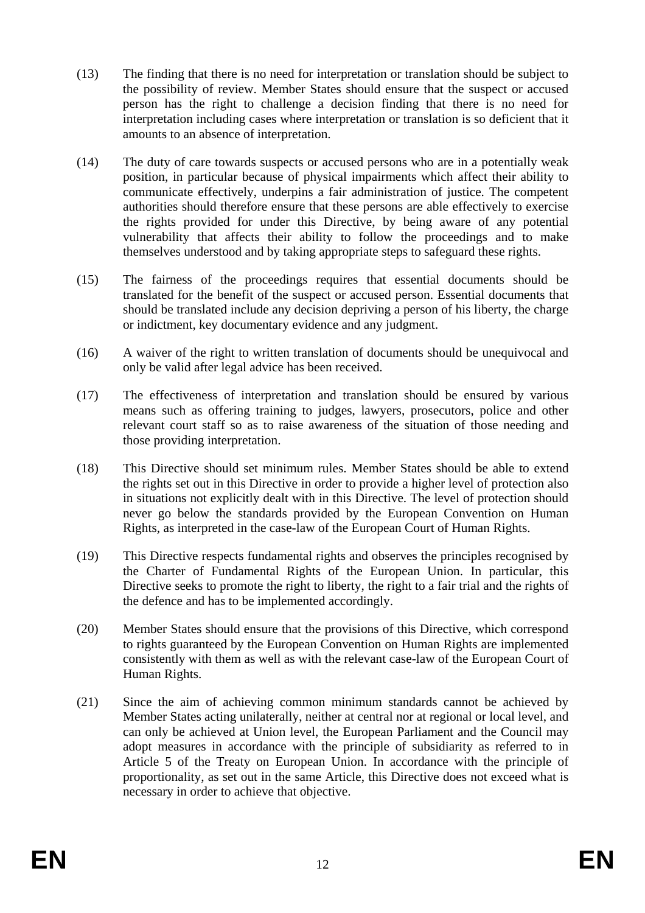(13) The finding that there is no need for interpretation or translation should be subject to the possibility of review. Member States should ensure that the suspect or accused person has the right to challenge a decision finding that there is no need for interpretation including cases where interpretation or translation is so deficient that it amounts to an absence of interpretation.

(14) The duty of care towards suspects or accused persons who are in a potentially weak position, in particular because of physical impairments which affect their ability to communicate effectively, underpins a fair administration of justice. The competent authorities should therefore ensure that these persons are able effectively to exercise the rights provided for under this Directive, by being aware of any potential vulnerability that affects their ability to follow the proceedings and to make themselves understood and by taking appropriate steps to safeguard these rights.

(15) The fairness of the proceedings requires that essential documents should be translated for the benefit of the suspect or accused person. Essential documents that should be translated include any decision depriving a person of his liberty, the charge or indictment, key documentary evidence and any judgment.

(16) A waiver of the right to written translation of documents should be unequivocal and only be valid after legal advice has been received.

(17) The effectiveness of interpretation and translation should be ensured by various means such as offering training to judges, lawyers, prosecutors, police and other relevant court staff so as to raise awareness of the situation of those needing and those providing interpretation.

(18) This Directive should set minimum rules. Member States should be able to extend the rights set out in this Directive in order to provide a higher level of protection also in situations not explicitly dealt with in this Directive. The level of protection should never go below the standards provided by the European Convention on Human Rights, as interpreted in the case-law of the European Court of Human Rights.

(19) This Directive respects fundamental rights and observes the principles recognised by the Charter of Fundamental Rights of the European Union. In particular, this Directive seeks to promote the right to liberty, the right to a fair trial and the rights of the defence and has to be implemented accordingly.

(20) Member States should ensure that the provisions of this Directive, which correspond to rights guaranteed by the European Convention on Human Rights are implemented consistently with them as well as with the relevant case-law of the European Court of Human Rights.

(21) Since the aim of achieving common minimum standards cannot be achieved by Member States acting unilaterally, neither at central nor at regional or local level, and can only be achieved at Union level, the European Parliament and the Council may adopt measures in accordance with the principle of subsidiarity as referred to in Article 5 of the Treaty on European Union. In accordance with the principle of proportionality, as set out in the same Article, this Directive does not exceed what is necessary in order to achieve that objective.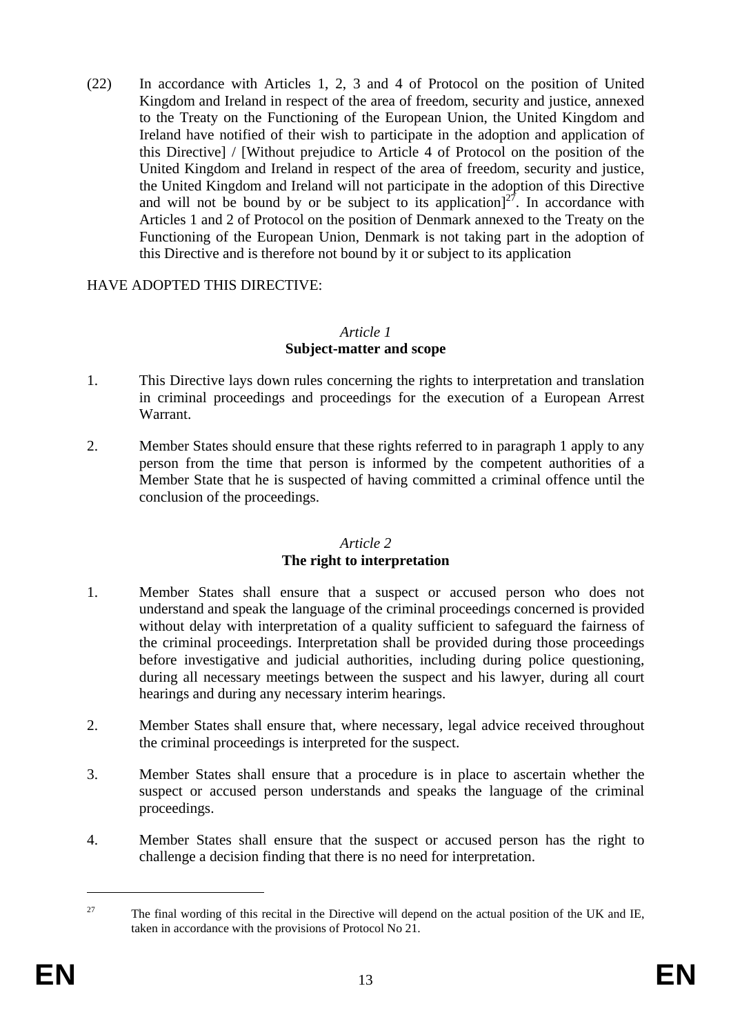(22) In accordance with Articles 1, 2, 3 and 4 of Protocol on the position of United Kingdom and Ireland in respect of the area of freedom, security and justice, annexed to the Treaty on the Functioning of the European Union, the United Kingdom and Ireland have notified of their wish to participate in the adoption and application of this Directive] / [Without prejudice to Article 4 of Protocol on the position of the United Kingdom and Ireland in respect of the area of freedom, security and justice, the United Kingdom and Ireland will not participate in the adoption of this Directive and will not be bound by or be subject to its application][27]. In accordance with Articles 1 and 2 of Protocol on the position of Denmark annexed to the Treaty on the Functioning of the European Union, Denmark is not taking part in the adoption of this Directive and is therefore not bound by it or subject to its application

HAVE ADOPTED THIS DIRECTIVE:

*Article 1*
**Subject-matter and scope**

1. This Directive lays down rules concerning the rights to interpretation and translation in criminal proceedings and proceedings for the execution of a European Arrest Warrant.

2. Member States should ensure that these rights referred to in paragraph 1 apply to any person from the time that person is informed by the competent authorities of a Member State that he is suspected of having committed a criminal offence until the conclusion of the proceedings.

*Article 2*
**The right to interpretation**

1. Member States shall ensure that a suspect or accused person who does not understand and speak the language of the criminal proceedings concerned is provided without delay with interpretation of a quality sufficient to safeguard the fairness of the criminal proceedings. Interpretation shall be provided during those proceedings before investigative and judicial authorities, including during police questioning, during all necessary meetings between the suspect and his lawyer, during all court hearings and during any necessary interim hearings.

2. Member States shall ensure that, where necessary, legal advice received throughout the criminal proceedings is interpreted for the suspect.

3. Member States shall ensure that a procedure is in place to ascertain whether the suspect or accused person understands and speaks the language of the criminal proceedings.

4. Member States shall ensure that the suspect or accused person has the right to challenge a decision finding that there is no need for interpretation.

---

[27] The final wording of this recital in the Directive will depend on the actual position of the UK and IE, taken in accordance with the provisions of Protocol No 21.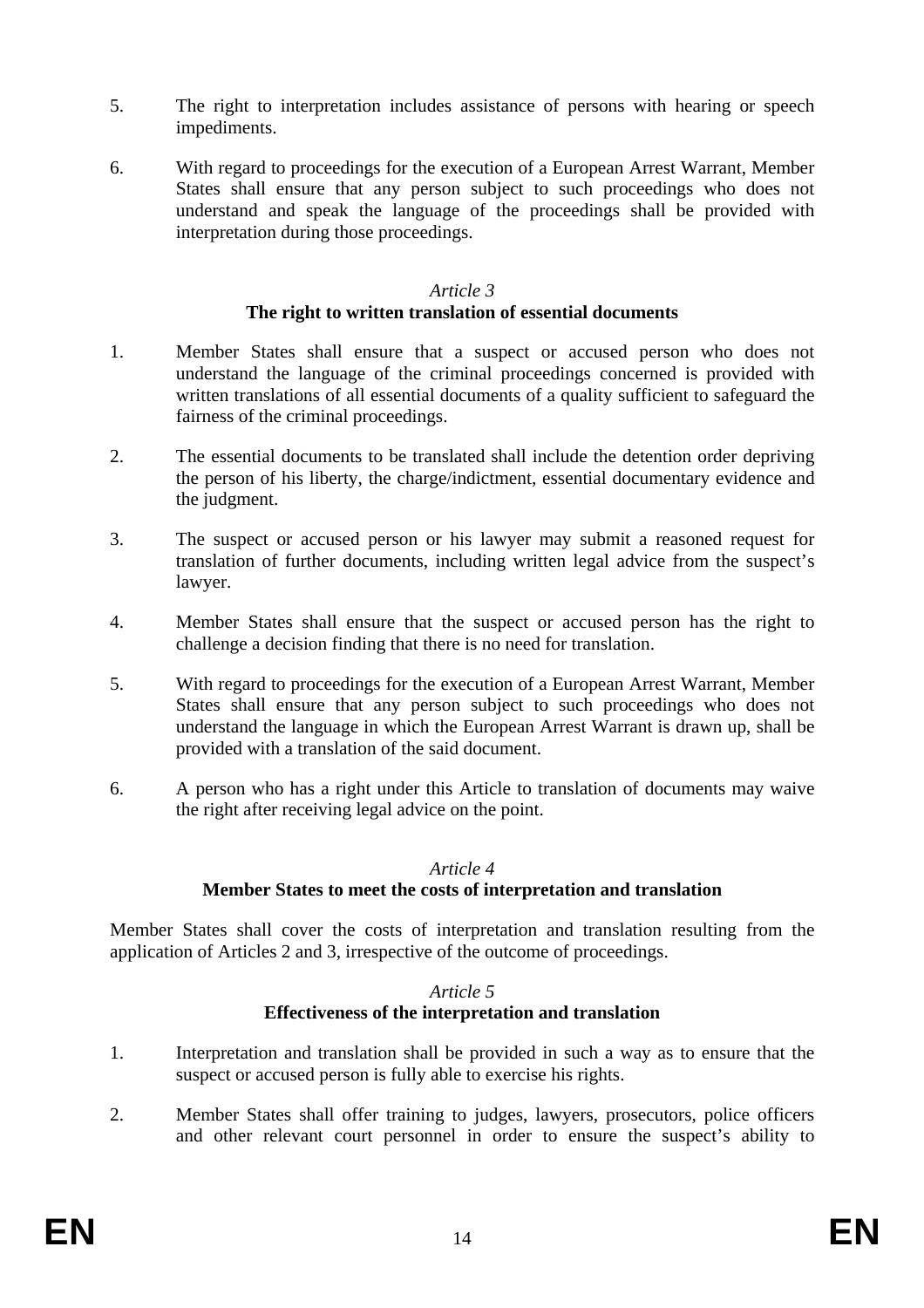5. The right to interpretation includes assistance of persons with hearing or speech impediments.

6. With regard to proceedings for the execution of a European Arrest Warrant, Member States shall ensure that any person subject to such proceedings who does not understand and speak the language of the proceedings shall be provided with interpretation during those proceedings.

*Article 3*

**The right to written translation of essential documents**

1. Member States shall ensure that a suspect or accused person who does not understand the language of the criminal proceedings concerned is provided with written translations of all essential documents of a quality sufficient to safeguard the fairness of the criminal proceedings.

2. The essential documents to be translated shall include the detention order depriving the person of his liberty, the charge/indictment, essential documentary evidence and the judgment.

3. The suspect or accused person or his lawyer may submit a reasoned request for translation of further documents, including written legal advice from the suspect's lawyer.

4. Member States shall ensure that the suspect or accused person has the right to challenge a decision finding that there is no need for translation.

5. With regard to proceedings for the execution of a European Arrest Warrant, Member States shall ensure that any person subject to such proceedings who does not understand the language in which the European Arrest Warrant is drawn up, shall be provided with a translation of the said document.

6. A person who has a right under this Article to translation of documents may waive the right after receiving legal advice on the point.

*Article 4*

**Member States to meet the costs of interpretation and translation**

Member States shall cover the costs of interpretation and translation resulting from the application of Articles 2 and 3, irrespective of the outcome of proceedings.

*Article 5*

**Effectiveness of the interpretation and translation**

1. Interpretation and translation shall be provided in such a way as to ensure that the suspect or accused person is fully able to exercise his rights.

2. Member States shall offer training to judges, lawyers, prosecutors, police officers and other relevant court personnel in order to ensure the suspect's ability to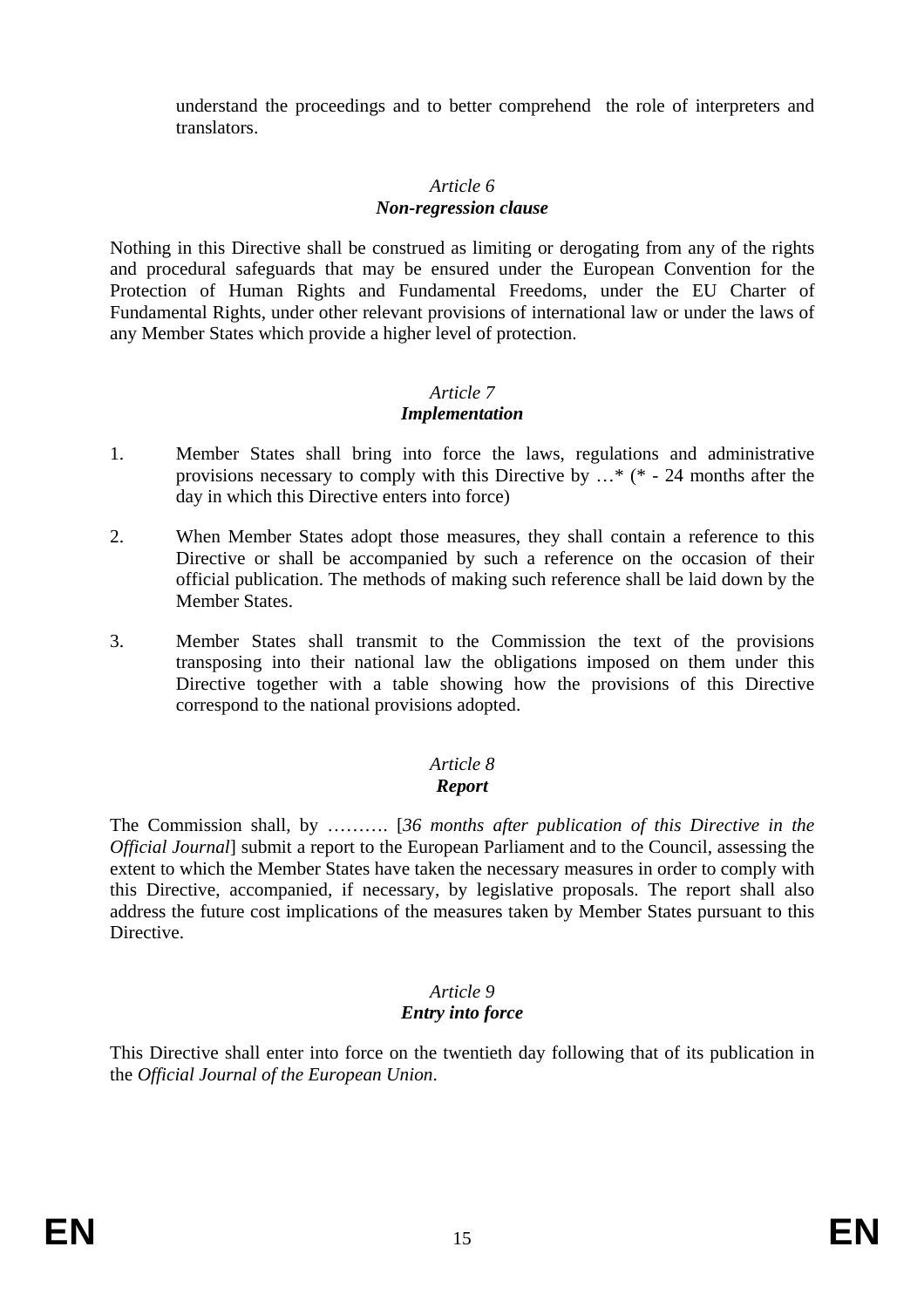understand the proceedings and to better comprehend the role of interpreters and translators.

*Article 6*
***Non-regression clause***

Nothing in this Directive shall be construed as limiting or derogating from any of the rights and procedural safeguards that may be ensured under the European Convention for the Protection of Human Rights and Fundamental Freedoms, under the EU Charter of Fundamental Rights, under other relevant provisions of international law or under the laws of any Member States which provide a higher level of protection.

*Article 7*
***Implementation***

1. Member States shall bring into force the laws, regulations and administrative provisions necessary to comply with this Directive by …* (* - 24 months after the day in which this Directive enters into force)

2. When Member States adopt those measures, they shall contain a reference to this Directive or shall be accompanied by such a reference on the occasion of their official publication. The methods of making such reference shall be laid down by the Member States.

3. Member States shall transmit to the Commission the text of the provisions transposing into their national law the obligations imposed on them under this Directive together with a table showing how the provisions of this Directive correspond to the national provisions adopted.

*Article 8*
***Report***

The Commission shall, by ………. [*36 months after publication of this Directive in the Official Journal*] submit a report to the European Parliament and to the Council, assessing the extent to which the Member States have taken the necessary measures in order to comply with this Directive, accompanied, if necessary, by legislative proposals. The report shall also address the future cost implications of the measures taken by Member States pursuant to this Directive.

*Article 9*
***Entry into force***

This Directive shall enter into force on the twentieth day following that of its publication in the *Official Journal of the European Union*.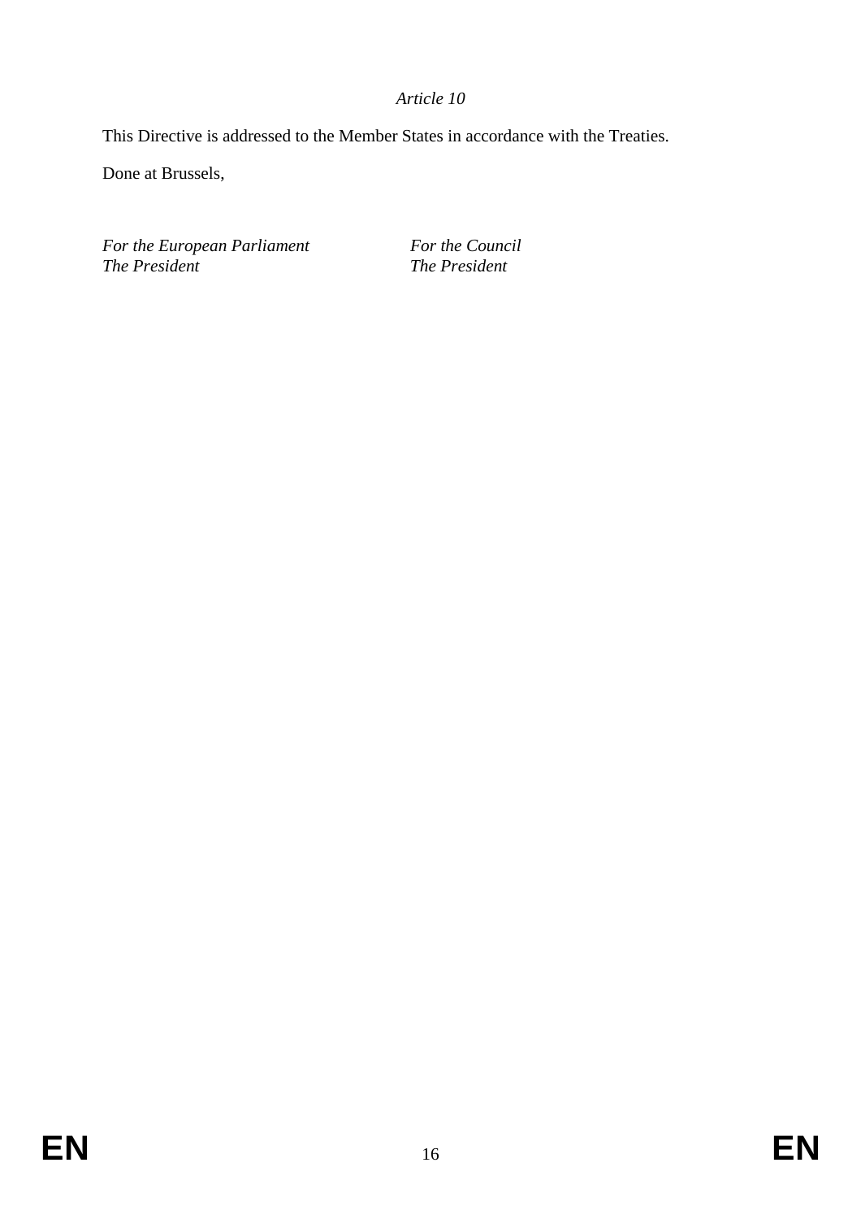*Article 10*

This Directive is addressed to the Member States in accordance with the Treaties.

Done at Brussels,

| | |
|---|---|
| *For the European Parliament* | *For the Council* |
| *The President* | *The President* |